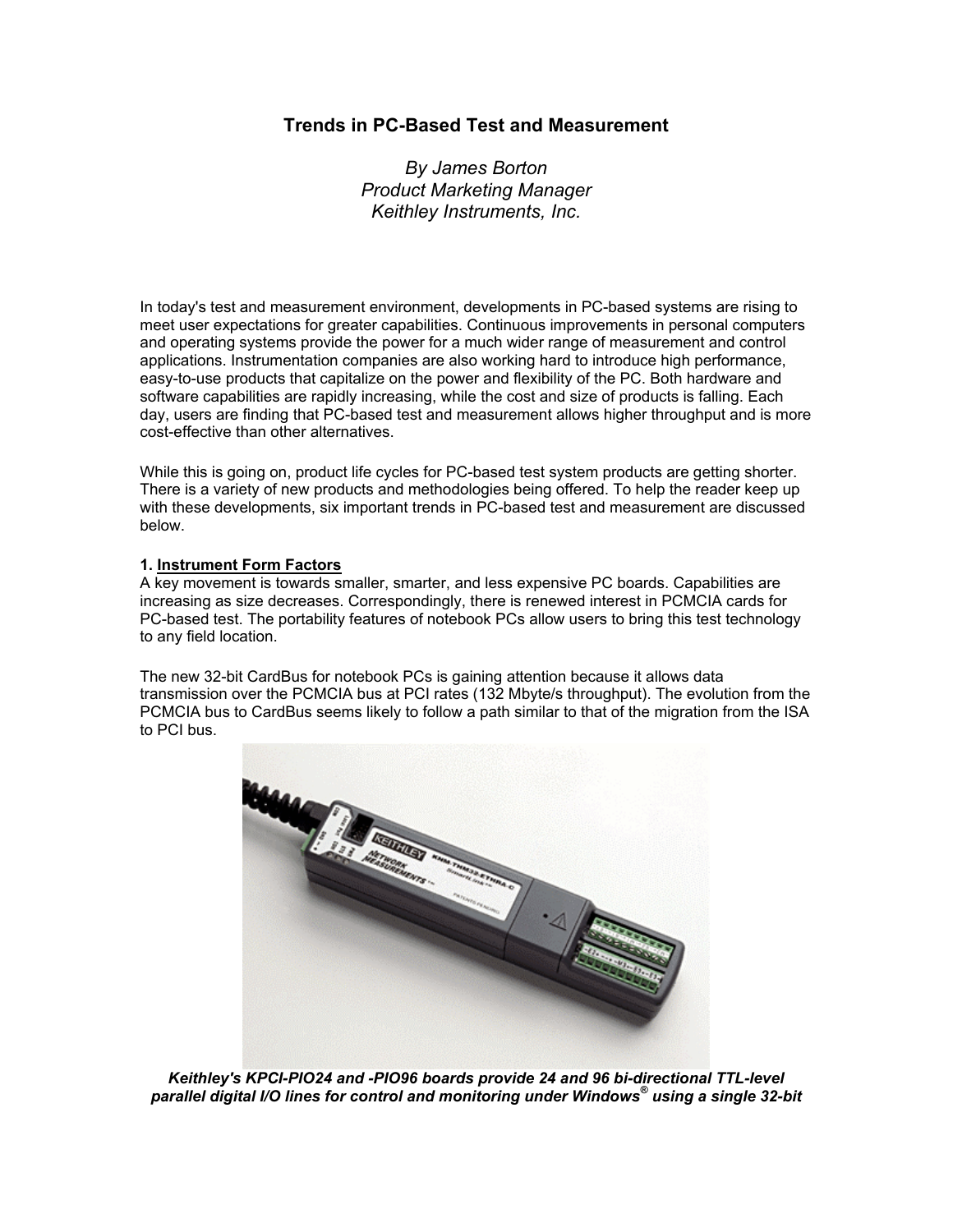# Trends in PC-Based Test and Measurement

*By James Borton*
*Product Marketing Manager*
*Keithley Instruments, Inc.*

In today's test and measurement environment, developments in PC-based systems are rising to meet user expectations for greater capabilities. Continuous improvements in personal computers and operating systems provide the power for a much wider range of measurement and control applications. Instrumentation companies are also working hard to introduce high performance, easy-to-use products that capitalize on the power and flexibility of the PC. Both hardware and software capabilities are rapidly increasing, while the cost and size of products is falling. Each day, users are finding that PC-based test and measurement allows higher throughput and is more cost-effective than other alternatives.

While this is going on, product life cycles for PC-based test system products are getting shorter. There is a variety of new products and methodologies being offered. To help the reader keep up with these developments, six important trends in PC-based test and measurement are discussed below.

**1. Instrument Form Factors**
A key movement is towards smaller, smarter, and less expensive PC boards. Capabilities are increasing as size decreases. Correspondingly, there is renewed interest in PCMCIA cards for PC-based test. The portability features of notebook PCs allow users to bring this test technology to any field location.

The new 32-bit CardBus for notebook PCs is gaining attention because it allows data transmission over the PCMCIA bus at PCI rates (132 Mbyte/s throughput). The evolution from the PCMCIA bus to CardBus seems likely to follow a path similar to that of the migration from the ISA to PCI bus.

***Keithley's KPCI-PIO24 and -PIO96 boards provide 24 and 96 bi-directional TTL-level parallel digital I/O lines for control and monitoring under Windows® using a single 32-bit***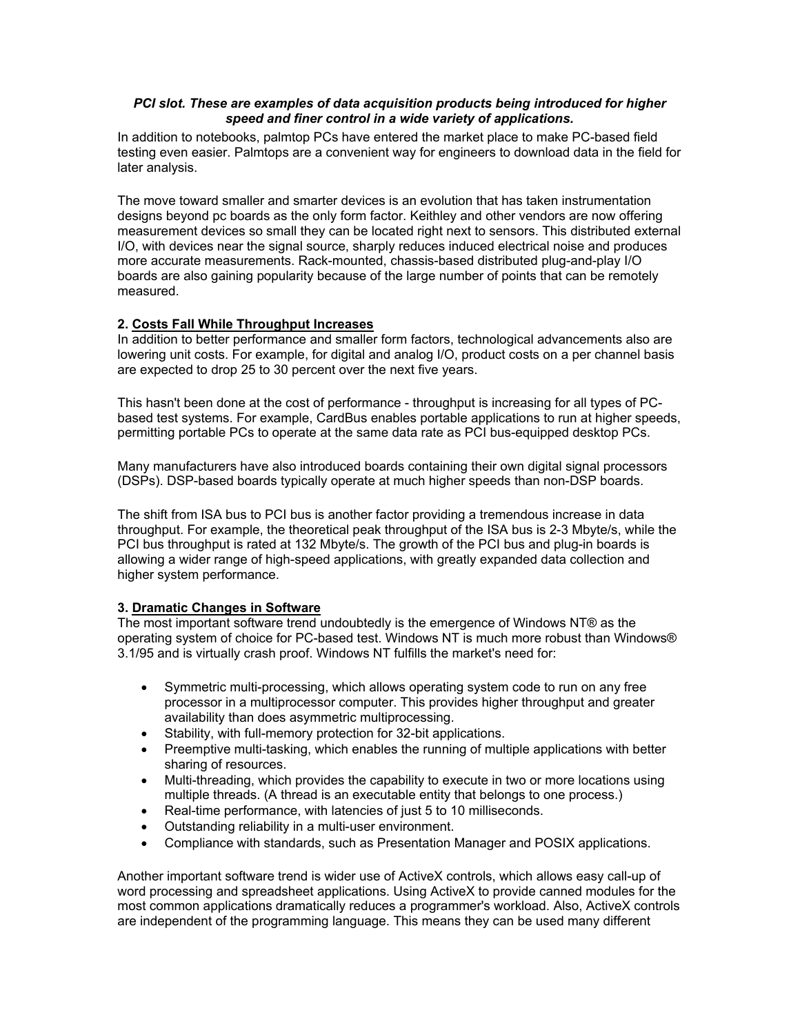***PCI slot. These are examples of data acquisition products being introduced for higher speed and finer control in a wide variety of applications.***

In addition to notebooks, palmtop PCs have entered the market place to make PC-based field testing even easier. Palmtops are a convenient way for engineers to download data in the field for later analysis.

The move toward smaller and smarter devices is an evolution that has taken instrumentation designs beyond pc boards as the only form factor. Keithley and other vendors are now offering measurement devices so small they can be located right next to sensors. This distributed external I/O, with devices near the signal source, sharply reduces induced electrical noise and produces more accurate measurements. Rack-mounted, chassis-based distributed plug-and-play I/O boards are also gaining popularity because of the large number of points that can be remotely measured.

### 2. Costs Fall While Throughput Increases

In addition to better performance and smaller form factors, technological advancements also are lowering unit costs. For example, for digital and analog I/O, product costs on a per channel basis are expected to drop 25 to 30 percent over the next five years.

This hasn't been done at the cost of performance - throughput is increasing for all types of PC-based test systems. For example, CardBus enables portable applications to run at higher speeds, permitting portable PCs to operate at the same data rate as PCI bus-equipped desktop PCs.

Many manufacturers have also introduced boards containing their own digital signal processors (DSPs). DSP-based boards typically operate at much higher speeds than non-DSP boards.

The shift from ISA bus to PCI bus is another factor providing a tremendous increase in data throughput. For example, the theoretical peak throughput of the ISA bus is 2-3 Mbyte/s, while the PCI bus throughput is rated at 132 Mbyte/s. The growth of the PCI bus and plug-in boards is allowing a wider range of high-speed applications, with greatly expanded data collection and higher system performance.

### 3. Dramatic Changes in Software

The most important software trend undoubtedly is the emergence of Windows NT® as the operating system of choice for PC-based test. Windows NT is much more robust than Windows® 3.1/95 and is virtually crash proof. Windows NT fulfills the market's need for:

- Symmetric multi-processing, which allows operating system code to run on any free processor in a multiprocessor computer. This provides higher throughput and greater availability than does asymmetric multiprocessing.
- Stability, with full-memory protection for 32-bit applications.
- Preemptive multi-tasking, which enables the running of multiple applications with better sharing of resources.
- Multi-threading, which provides the capability to execute in two or more locations using multiple threads. (A thread is an executable entity that belongs to one process.)
- Real-time performance, with latencies of just 5 to 10 milliseconds.
- Outstanding reliability in a multi-user environment.
- Compliance with standards, such as Presentation Manager and POSIX applications.

Another important software trend is wider use of ActiveX controls, which allows easy call-up of word processing and spreadsheet applications. Using ActiveX to provide canned modules for the most common applications dramatically reduces a programmer's workload. Also, ActiveX controls are independent of the programming language. This means they can be used many different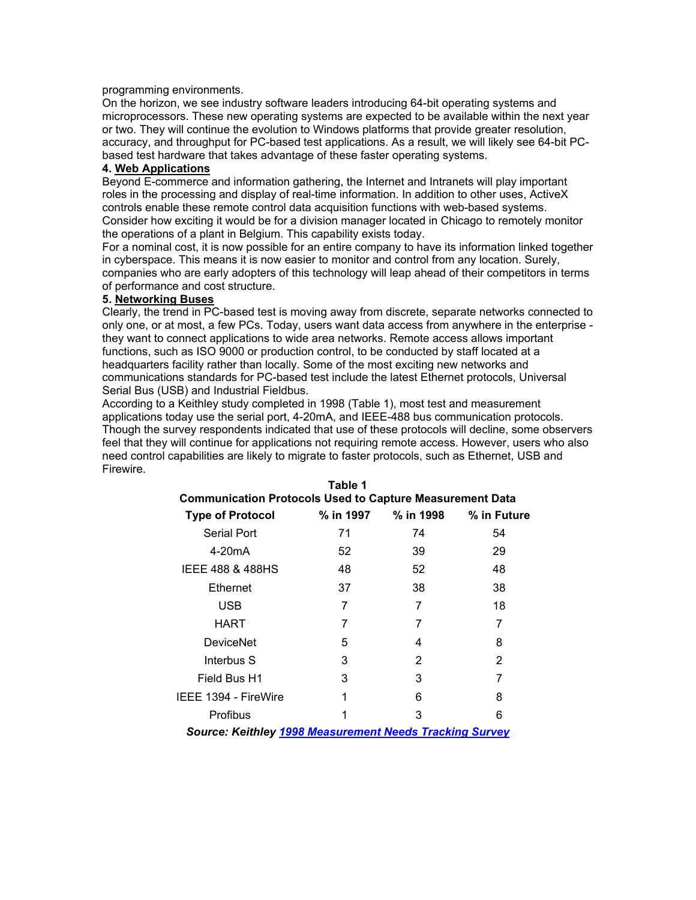programming environments.

On the horizon, we see industry software leaders introducing 64-bit operating systems and microprocessors. These new operating systems are expected to be available within the next year or two. They will continue the evolution to Windows platforms that provide greater resolution, accuracy, and throughput for PC-based test applications. As a result, we will likely see 64-bit PC-based test hardware that takes advantage of these faster operating systems.

### 4. Web Applications

Beyond E-commerce and information gathering, the Internet and Intranets will play important roles in the processing and display of real-time information. In addition to other uses, ActiveX controls enable these remote control data acquisition functions with web-based systems.

Consider how exciting it would be for a division manager located in Chicago to remotely monitor the operations of a plant in Belgium. This capability exists today.

For a nominal cost, it is now possible for an entire company to have its information linked together in cyberspace. This means it is now easier to monitor and control from any location. Surely, companies who are early adopters of this technology will leap ahead of their competitors in terms of performance and cost structure.

### 5. Networking Buses

Clearly, the trend in PC-based test is moving away from discrete, separate networks connected to only one, or at most, a few PCs. Today, users want data access from anywhere in the enterprise - they want to connect applications to wide area networks. Remote access allows important functions, such as ISO 9000 or production control, to be conducted by staff located at a headquarters facility rather than locally. Some of the most exciting new networks and communications standards for PC-based test include the latest Ethernet protocols, Universal Serial Bus (USB) and Industrial Fieldbus.

According to a Keithley study completed in 1998 (Table 1), most test and measurement applications today use the serial port, 4-20mA, and IEEE-488 bus communication protocols. Though the survey respondents indicated that use of these protocols will decline, some observers feel that they will continue for applications not requiring remote access. However, users who also need control capabilities are likely to migrate to faster protocols, such as Ethernet, USB and Firewire.

**Table 1**
**Communication Protocols Used to Capture Measurement Data**

| Type of Protocol | % in 1997 | % in 1998 | % in Future |
|---|---|---|---|
| Serial Port | 71 | 74 | 54 |
| 4-20mA | 52 | 39 | 29 |
| IEEE 488 & 488HS | 48 | 52 | 48 |
| Ethernet | 37 | 38 | 38 |
| USB | 7 | 7 | 18 |
| HART | 7 | 7 | 7 |
| DeviceNet | 5 | 4 | 8 |
| Interbus S | 3 | 2 | 2 |
| Field Bus H1 | 3 | 3 | 7 |
| IEEE 1394 - FireWire | 1 | 6 | 8 |
| Profibus | 1 | 3 | 6 |

***Source: Keithley 1998 Measurement Needs Tracking Survey***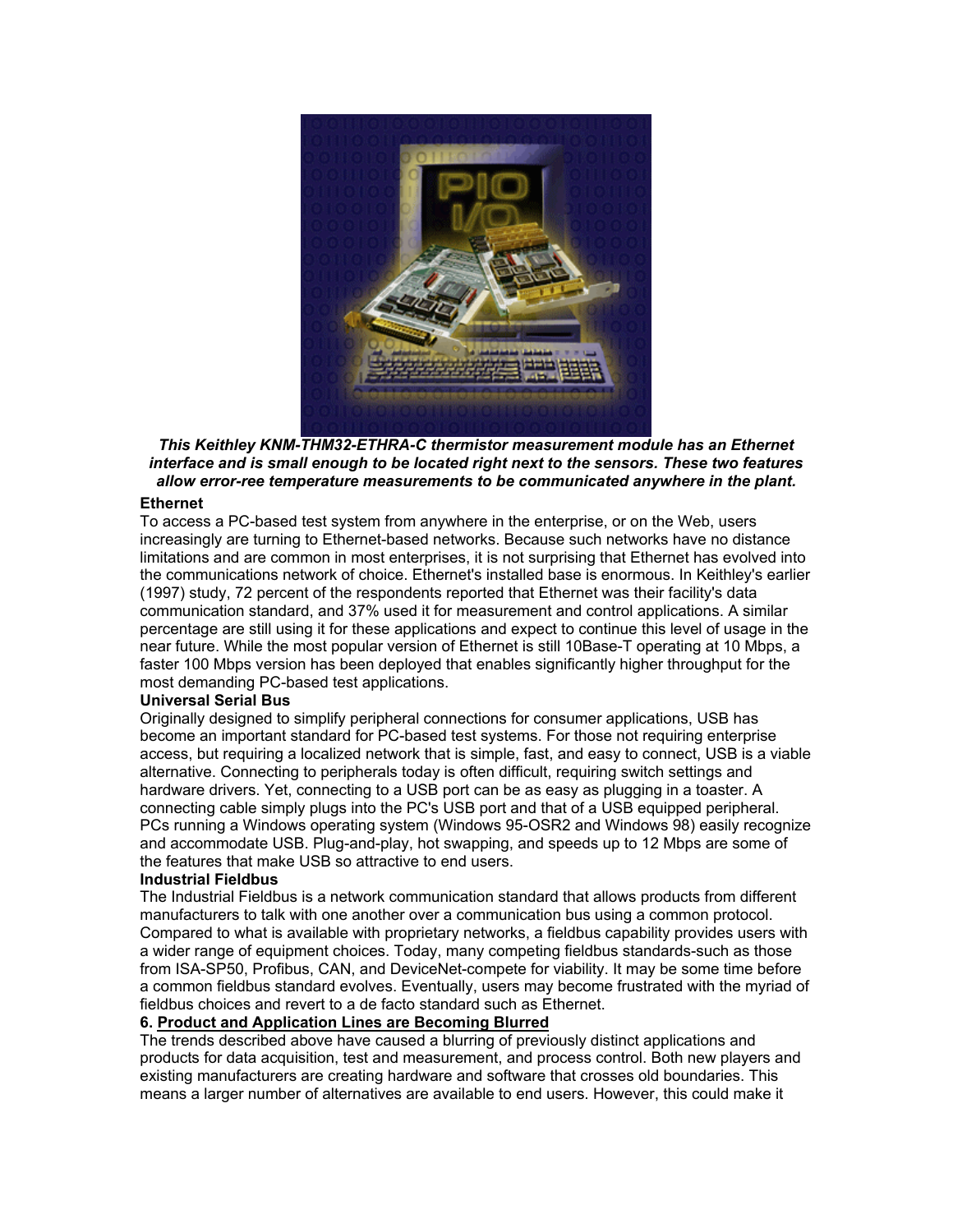***This Keithley KNM-THM32-ETHRA-C thermistor measurement module has an Ethernet interface and is small enough to be located right next to the sensors. These two features allow error-ree temperature measurements to be communicated anywhere in the plant.***

**Ethernet**

To access a PC-based test system from anywhere in the enterprise, or on the Web, users increasingly are turning to Ethernet-based networks. Because such networks have no distance limitations and are common in most enterprises, it is not surprising that Ethernet has evolved into the communications network of choice. Ethernet's installed base is enormous. In Keithley's earlier (1997) study, 72 percent of the respondents reported that Ethernet was their facility's data communication standard, and 37% used it for measurement and control applications. A similar percentage are still using it for these applications and expect to continue this level of usage in the near future. While the most popular version of Ethernet is still 10Base-T operating at 10 Mbps, a faster 100 Mbps version has been deployed that enables significantly higher throughput for the most demanding PC-based test applications.

**Universal Serial Bus**

Originally designed to simplify peripheral connections for consumer applications, USB has become an important standard for PC-based test systems. For those not requiring enterprise access, but requiring a localized network that is simple, fast, and easy to connect, USB is a viable alternative. Connecting to peripherals today is often difficult, requiring switch settings and hardware drivers. Yet, connecting to a USB port can be as easy as plugging in a toaster. A connecting cable simply plugs into the PC's USB port and that of a USB equipped peripheral. PCs running a Windows operating system (Windows 95-OSR2 and Windows 98) easily recognize and accommodate USB. Plug-and-play, hot swapping, and speeds up to 12 Mbps are some of the features that make USB so attractive to end users.

**Industrial Fieldbus**

The Industrial Fieldbus is a network communication standard that allows products from different manufacturers to talk with one another over a communication bus using a common protocol. Compared to what is available with proprietary networks, a fieldbus capability provides users with a wider range of equipment choices. Today, many competing fieldbus standards-such as those from ISA-SP50, Profibus, CAN, and DeviceNet-compete for viability. It may be some time before a common fieldbus standard evolves. Eventually, users may become frustrated with the myriad of fieldbus choices and revert to a de facto standard such as Ethernet.

**6. Product and Application Lines are Becoming Blurred**

The trends described above have caused a blurring of previously distinct applications and products for data acquisition, test and measurement, and process control. Both new players and existing manufacturers are creating hardware and software that crosses old boundaries. This means a larger number of alternatives are available to end users. However, this could make it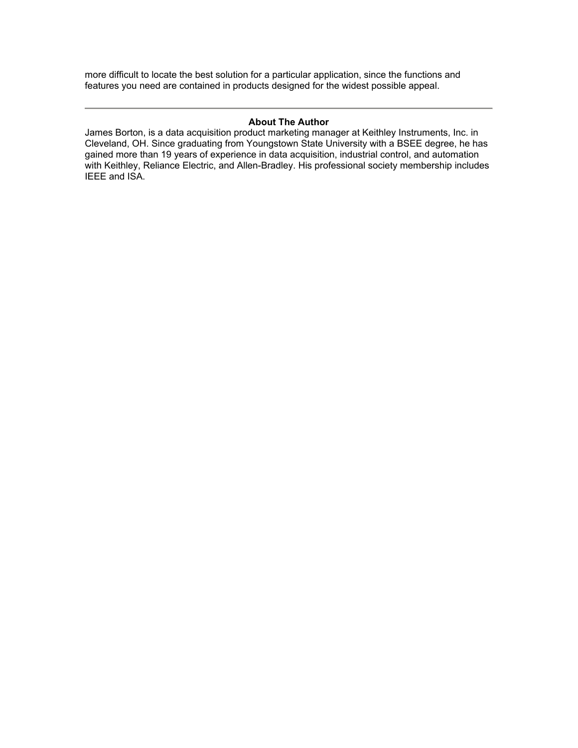more difficult to locate the best solution for a particular application, since the functions and features you need are contained in products designed for the widest possible appeal.

---

**About The Author**

James Borton, is a data acquisition product marketing manager at Keithley Instruments, Inc. in Cleveland, OH. Since graduating from Youngstown State University with a BSEE degree, he has gained more than 19 years of experience in data acquisition, industrial control, and automation with Keithley, Reliance Electric, and Allen-Bradley. His professional society membership includes IEEE and ISA.